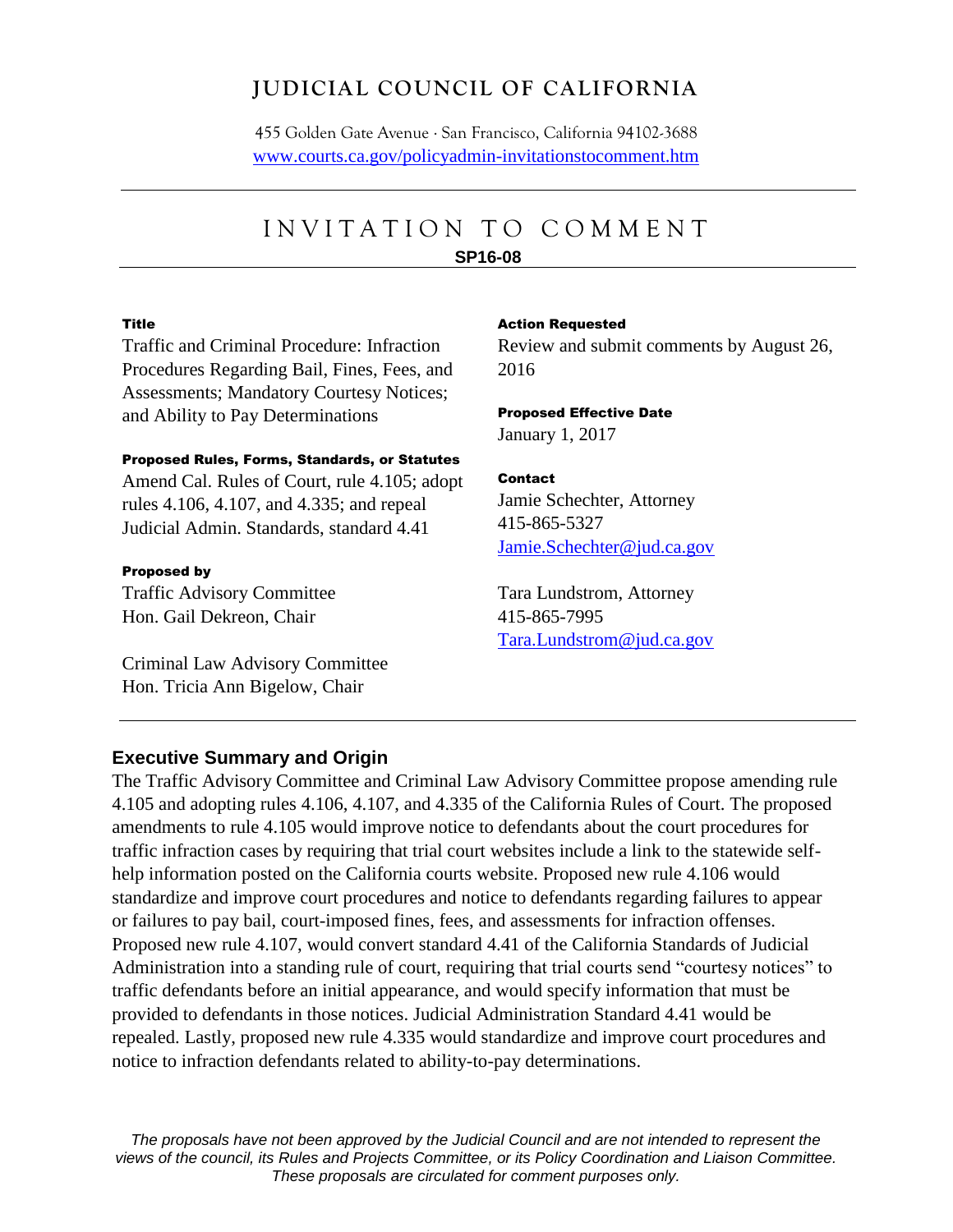# JUDICIAL COUNCIL OF CALIFORNIA

455 Golden Gate Avenue · San Francisco, California 94102-3688
www.courts.ca.gov/policyadmin-invitationstocomment.htm

---

## INVITATION TO COMMENT

**SP16-08**

---

**Title**

Traffic and Criminal Procedure: Infraction Procedures Regarding Bail, Fines, Fees, and Assessments; Mandatory Courtesy Notices; and Ability to Pay Determinations

**Proposed Rules, Forms, Standards, or Statutes**

Amend Cal. Rules of Court, rule 4.105; adopt rules 4.106, 4.107, and 4.335; and repeal Judicial Admin. Standards, standard 4.41

**Proposed by**

Traffic Advisory Committee
Hon. Gail Dekreon, Chair

Criminal Law Advisory Committee
Hon. Tricia Ann Bigelow, Chair

**Action Requested**

Review and submit comments by August 26, 2016

**Proposed Effective Date**

January 1, 2017

**Contact**

Jamie Schechter, Attorney
415-865-5327
Jamie.Schechter@jud.ca.gov

Tara Lundstrom, Attorney
415-865-7995
Tara.Lundstrom@jud.ca.gov

---

### Executive Summary and Origin

The Traffic Advisory Committee and Criminal Law Advisory Committee propose amending rule 4.105 and adopting rules 4.106, 4.107, and 4.335 of the California Rules of Court. The proposed amendments to rule 4.105 would improve notice to defendants about the court procedures for traffic infraction cases by requiring that trial court websites include a link to the statewide self-help information posted on the California courts website. Proposed new rule 4.106 would standardize and improve court procedures and notice to defendants regarding failures to appear or failures to pay bail, court-imposed fines, fees, and assessments for infraction offenses. Proposed new rule 4.107, would convert standard 4.41 of the California Standards of Judicial Administration into a standing rule of court, requiring that trial courts send "courtesy notices" to traffic defendants before an initial appearance, and would specify information that must be provided to defendants in those notices. Judicial Administration Standard 4.41 would be repealed. Lastly, proposed new rule 4.335 would standardize and improve court procedures and notice to infraction defendants related to ability-to-pay determinations.

*The proposals have not been approved by the Judicial Council and are not intended to represent the views of the council, its Rules and Projects Committee, or its Policy Coordination and Liaison Committee. These proposals are circulated for comment purposes only.*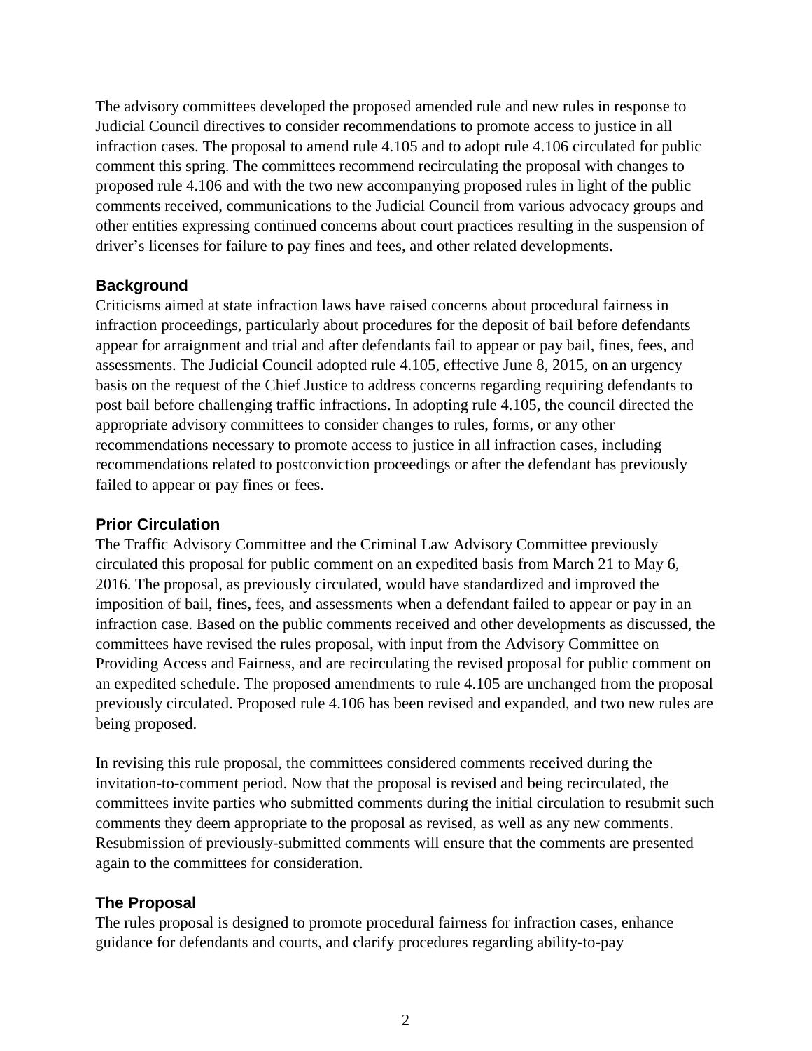The advisory committees developed the proposed amended rule and new rules in response to Judicial Council directives to consider recommendations to promote access to justice in all infraction cases. The proposal to amend rule 4.105 and to adopt rule 4.106 circulated for public comment this spring. The committees recommend recirculating the proposal with changes to proposed rule 4.106 and with the two new accompanying proposed rules in light of the public comments received, communications to the Judicial Council from various advocacy groups and other entities expressing continued concerns about court practices resulting in the suspension of driver's licenses for failure to pay fines and fees, and other related developments.

## Background

Criticisms aimed at state infraction laws have raised concerns about procedural fairness in infraction proceedings, particularly about procedures for the deposit of bail before defendants appear for arraignment and trial and after defendants fail to appear or pay bail, fines, fees, and assessments. The Judicial Council adopted rule 4.105, effective June 8, 2015, on an urgency basis on the request of the Chief Justice to address concerns regarding requiring defendants to post bail before challenging traffic infractions. In adopting rule 4.105, the council directed the appropriate advisory committees to consider changes to rules, forms, or any other recommendations necessary to promote access to justice in all infraction cases, including recommendations related to postconviction proceedings or after the defendant has previously failed to appear or pay fines or fees.

## Prior Circulation

The Traffic Advisory Committee and the Criminal Law Advisory Committee previously circulated this proposal for public comment on an expedited basis from March 21 to May 6, 2016. The proposal, as previously circulated, would have standardized and improved the imposition of bail, fines, fees, and assessments when a defendant failed to appear or pay in an infraction case. Based on the public comments received and other developments as discussed, the committees have revised the rules proposal, with input from the Advisory Committee on Providing Access and Fairness, and are recirculating the revised proposal for public comment on an expedited schedule. The proposed amendments to rule 4.105 are unchanged from the proposal previously circulated. Proposed rule 4.106 has been revised and expanded, and two new rules are being proposed.

In revising this rule proposal, the committees considered comments received during the invitation-to-comment period. Now that the proposal is revised and being recirculated, the committees invite parties who submitted comments during the initial circulation to resubmit such comments they deem appropriate to the proposal as revised, as well as any new comments. Resubmission of previously-submitted comments will ensure that the comments are presented again to the committees for consideration.

## The Proposal

The rules proposal is designed to promote procedural fairness for infraction cases, enhance guidance for defendants and courts, and clarify procedures regarding ability-to-pay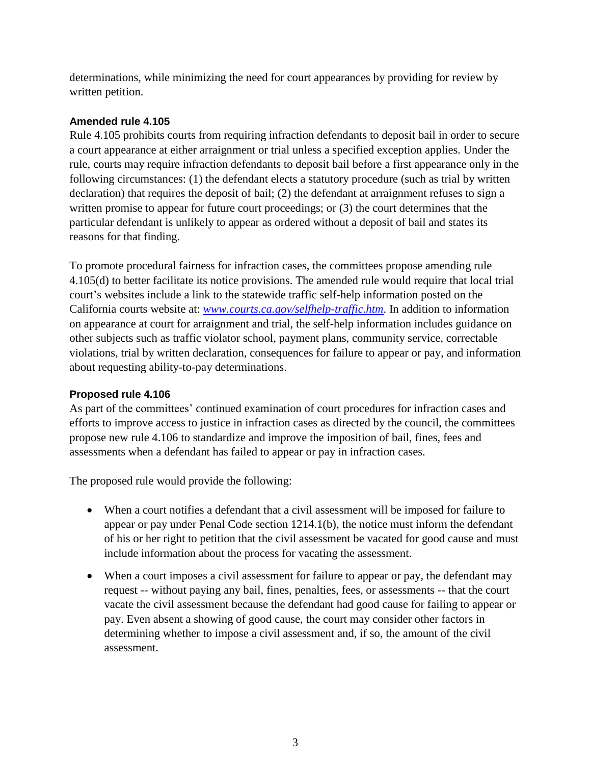determinations, while minimizing the need for court appearances by providing for review by written petition.

**Amended rule 4.105**

Rule 4.105 prohibits courts from requiring infraction defendants to deposit bail in order to secure a court appearance at either arraignment or trial unless a specified exception applies. Under the rule, courts may require infraction defendants to deposit bail before a first appearance only in the following circumstances: (1) the defendant elects a statutory procedure (such as trial by written declaration) that requires the deposit of bail; (2) the defendant at arraignment refuses to sign a written promise to appear for future court proceedings; or (3) the court determines that the particular defendant is unlikely to appear as ordered without a deposit of bail and states its reasons for that finding.

To promote procedural fairness for infraction cases, the committees propose amending rule 4.105(d) to better facilitate its notice provisions. The amended rule would require that local trial court's websites include a link to the statewide traffic self-help information posted on the California courts website at: *www.courts.ca.gov/selfhelp-traffic.htm*. In addition to information on appearance at court for arraignment and trial, the self-help information includes guidance on other subjects such as traffic violator school, payment plans, community service, correctable violations, trial by written declaration, consequences for failure to appear or pay, and information about requesting ability-to-pay determinations.

**Proposed rule 4.106**

As part of the committees' continued examination of court procedures for infraction cases and efforts to improve access to justice in infraction cases as directed by the council, the committees propose new rule 4.106 to standardize and improve the imposition of bail, fines, fees and assessments when a defendant has failed to appear or pay in infraction cases.

The proposed rule would provide the following:

- When a court notifies a defendant that a civil assessment will be imposed for failure to appear or pay under Penal Code section 1214.1(b), the notice must inform the defendant of his or her right to petition that the civil assessment be vacated for good cause and must include information about the process for vacating the assessment.
- When a court imposes a civil assessment for failure to appear or pay, the defendant may request -- without paying any bail, fines, penalties, fees, or assessments -- that the court vacate the civil assessment because the defendant had good cause for failing to appear or pay. Even absent a showing of good cause, the court may consider other factors in determining whether to impose a civil assessment and, if so, the amount of the civil assessment.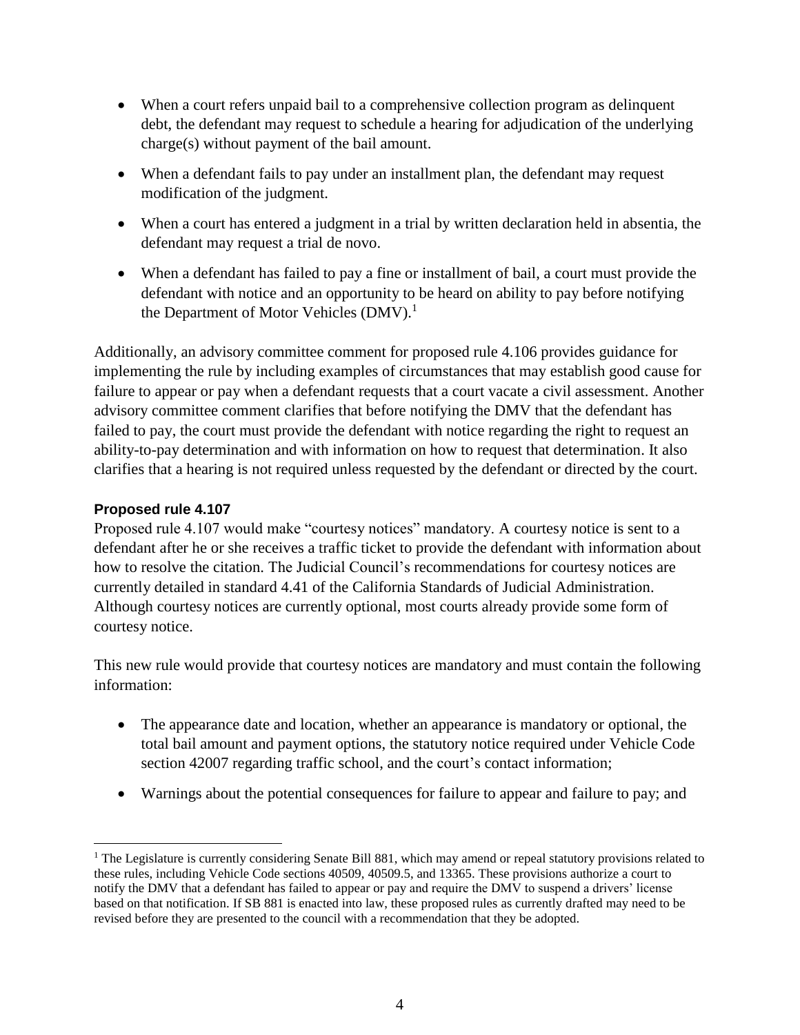- When a court refers unpaid bail to a comprehensive collection program as delinquent debt, the defendant may request to schedule a hearing for adjudication of the underlying charge(s) without payment of the bail amount.
- When a defendant fails to pay under an installment plan, the defendant may request modification of the judgment.
- When a court has entered a judgment in a trial by written declaration held in absentia, the defendant may request a trial de novo.
- When a defendant has failed to pay a fine or installment of bail, a court must provide the defendant with notice and an opportunity to be heard on ability to pay before notifying the Department of Motor Vehicles (DMV).[1]

Additionally, an advisory committee comment for proposed rule 4.106 provides guidance for implementing the rule by including examples of circumstances that may establish good cause for failure to appear or pay when a defendant requests that a court vacate a civil assessment. Another advisory committee comment clarifies that before notifying the DMV that the defendant has failed to pay, the court must provide the defendant with notice regarding the right to request an ability-to-pay determination and with information on how to request that determination. It also clarifies that a hearing is not required unless requested by the defendant or directed by the court.

### Proposed rule 4.107

Proposed rule 4.107 would make "courtesy notices" mandatory. A courtesy notice is sent to a defendant after he or she receives a traffic ticket to provide the defendant with information about how to resolve the citation. The Judicial Council's recommendations for courtesy notices are currently detailed in standard 4.41 of the California Standards of Judicial Administration. Although courtesy notices are currently optional, most courts already provide some form of courtesy notice.

This new rule would provide that courtesy notices are mandatory and must contain the following information:

- The appearance date and location, whether an appearance is mandatory or optional, the total bail amount and payment options, the statutory notice required under Vehicle Code section 42007 regarding traffic school, and the court's contact information;
- Warnings about the potential consequences for failure to appear and failure to pay; and

[1] The Legislature is currently considering Senate Bill 881, which may amend or repeal statutory provisions related to these rules, including Vehicle Code sections 40509, 40509.5, and 13365. These provisions authorize a court to notify the DMV that a defendant has failed to appear or pay and require the DMV to suspend a drivers' license based on that notification. If SB 881 is enacted into law, these proposed rules as currently drafted may need to be revised before they are presented to the council with a recommendation that they be adopted.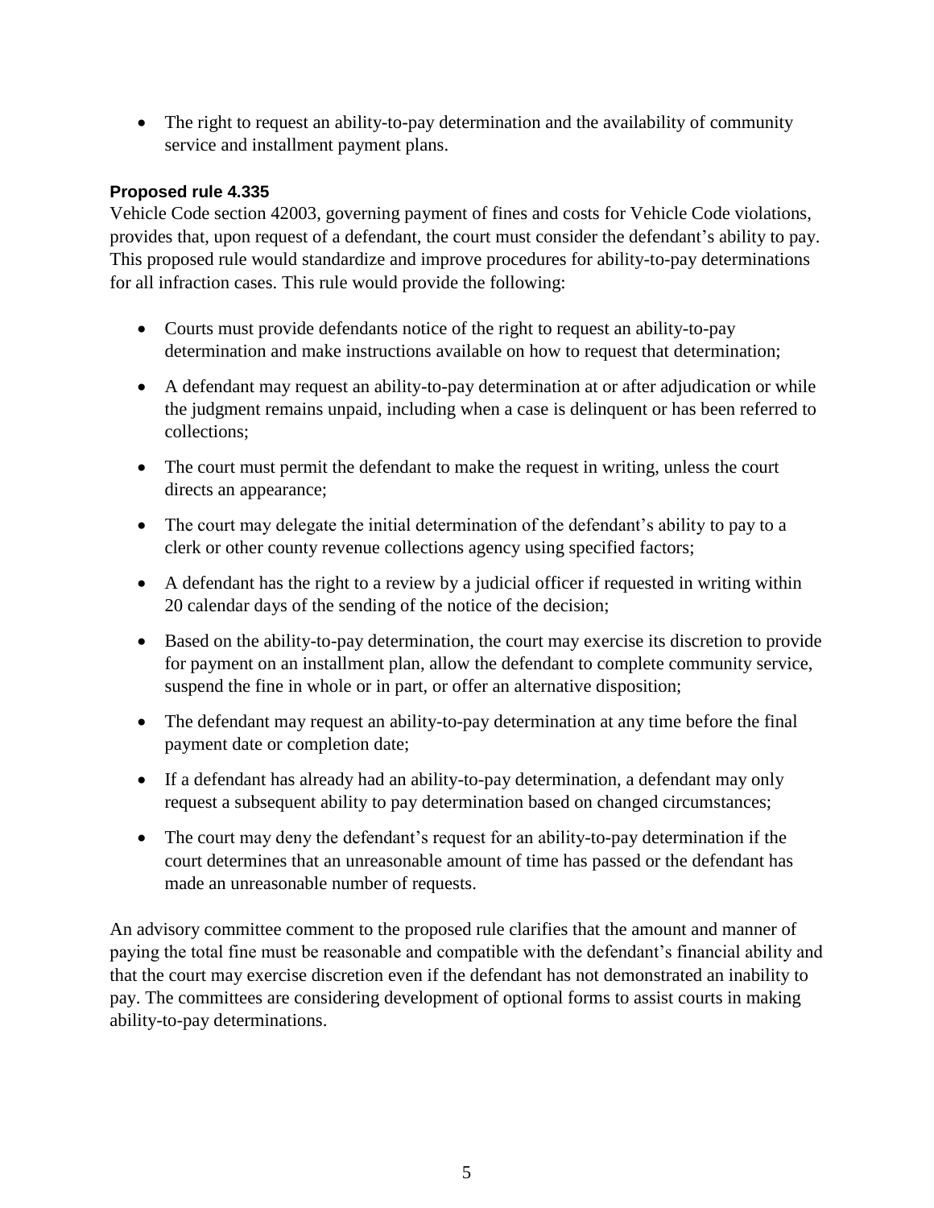- The right to request an ability-to-pay determination and the availability of community service and installment payment plans.

**Proposed rule 4.335**

Vehicle Code section 42003, governing payment of fines and costs for Vehicle Code violations, provides that, upon request of a defendant, the court must consider the defendant's ability to pay. This proposed rule would standardize and improve procedures for ability-to-pay determinations for all infraction cases. This rule would provide the following:

- Courts must provide defendants notice of the right to request an ability-to-pay determination and make instructions available on how to request that determination;
- A defendant may request an ability-to-pay determination at or after adjudication or while the judgment remains unpaid, including when a case is delinquent or has been referred to collections;
- The court must permit the defendant to make the request in writing, unless the court directs an appearance;
- The court may delegate the initial determination of the defendant's ability to pay to a clerk or other county revenue collections agency using specified factors;
- A defendant has the right to a review by a judicial officer if requested in writing within 20 calendar days of the sending of the notice of the decision;
- Based on the ability-to-pay determination, the court may exercise its discretion to provide for payment on an installment plan, allow the defendant to complete community service, suspend the fine in whole or in part, or offer an alternative disposition;
- The defendant may request an ability-to-pay determination at any time before the final payment date or completion date;
- If a defendant has already had an ability-to-pay determination, a defendant may only request a subsequent ability to pay determination based on changed circumstances;
- The court may deny the defendant's request for an ability-to-pay determination if the court determines that an unreasonable amount of time has passed or the defendant has made an unreasonable number of requests.

An advisory committee comment to the proposed rule clarifies that the amount and manner of paying the total fine must be reasonable and compatible with the defendant's financial ability and that the court may exercise discretion even if the defendant has not demonstrated an inability to pay. The committees are considering development of optional forms to assist courts in making ability-to-pay determinations.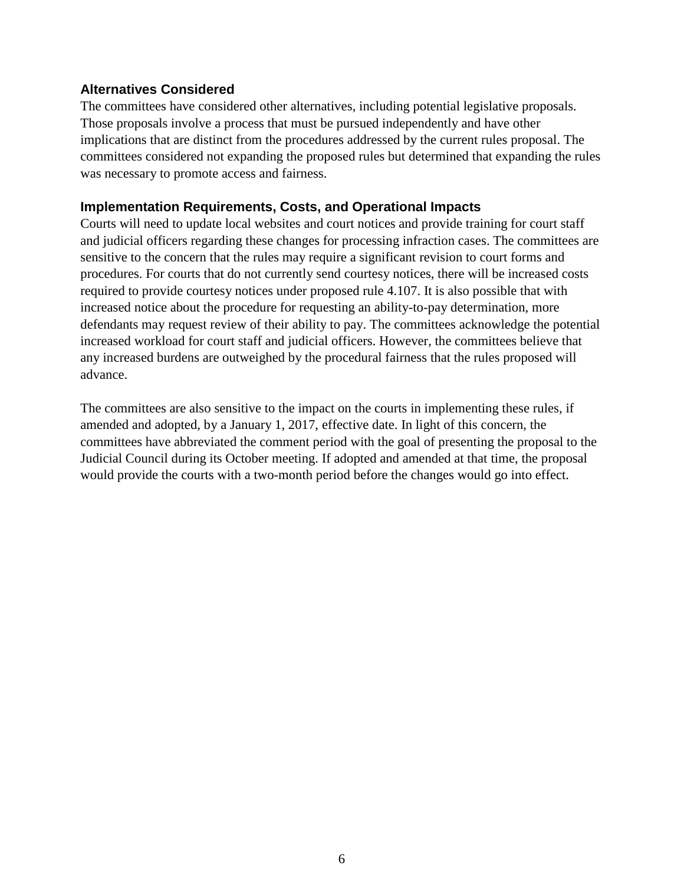### Alternatives Considered

The committees have considered other alternatives, including potential legislative proposals. Those proposals involve a process that must be pursued independently and have other implications that are distinct from the procedures addressed by the current rules proposal. The committees considered not expanding the proposed rules but determined that expanding the rules was necessary to promote access and fairness.

### Implementation Requirements, Costs, and Operational Impacts

Courts will need to update local websites and court notices and provide training for court staff and judicial officers regarding these changes for processing infraction cases. The committees are sensitive to the concern that the rules may require a significant revision to court forms and procedures. For courts that do not currently send courtesy notices, there will be increased costs required to provide courtesy notices under proposed rule 4.107. It is also possible that with increased notice about the procedure for requesting an ability-to-pay determination, more defendants may request review of their ability to pay. The committees acknowledge the potential increased workload for court staff and judicial officers. However, the committees believe that any increased burdens are outweighed by the procedural fairness that the rules proposed will advance.

The committees are also sensitive to the impact on the courts in implementing these rules, if amended and adopted, by a January 1, 2017, effective date. In light of this concern, the committees have abbreviated the comment period with the goal of presenting the proposal to the Judicial Council during its October meeting. If adopted and amended at that time, the proposal would provide the courts with a two-month period before the changes would go into effect.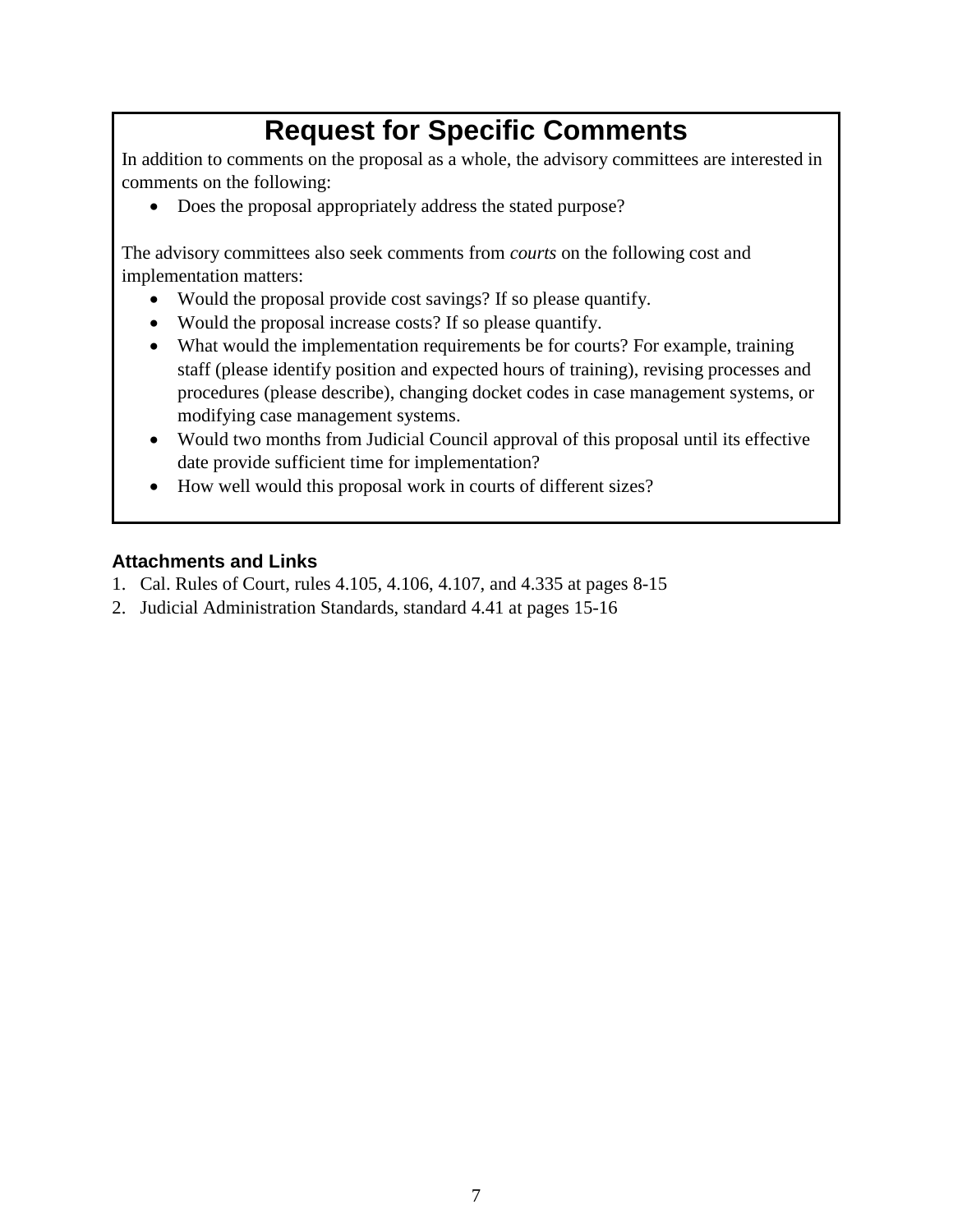## Request for Specific Comments

In addition to comments on the proposal as a whole, the advisory committees are interested in comments on the following:

- Does the proposal appropriately address the stated purpose?

The advisory committees also seek comments from *courts* on the following cost and implementation matters:

- Would the proposal provide cost savings? If so please quantify.
- Would the proposal increase costs? If so please quantify.
- What would the implementation requirements be for courts? For example, training staff (please identify position and expected hours of training), revising processes and procedures (please describe), changing docket codes in case management systems, or modifying case management systems.
- Would two months from Judicial Council approval of this proposal until its effective date provide sufficient time for implementation?
- How well would this proposal work in courts of different sizes?

### Attachments and Links

1. Cal. Rules of Court, rules 4.105, 4.106, 4.107, and 4.335 at pages 8-15
2. Judicial Administration Standards, standard 4.41 at pages 15-16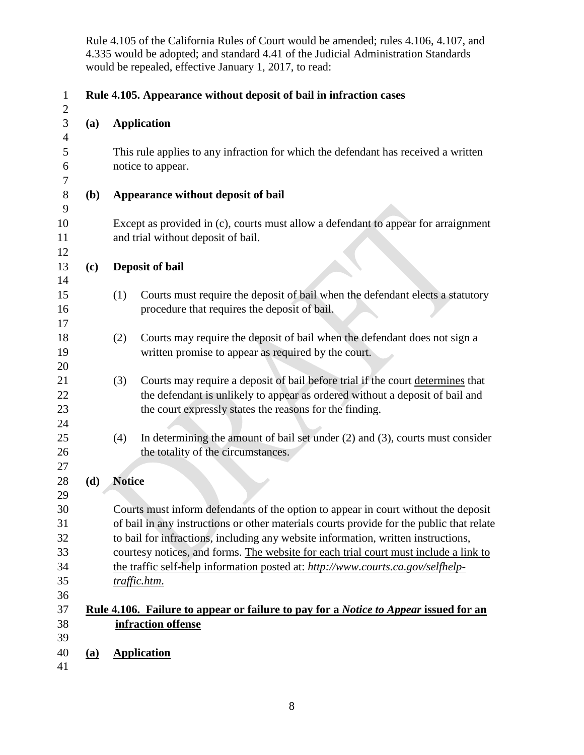Rule 4.105 of the California Rules of Court would be amended; rules 4.106, 4.107, and 4.335 would be adopted; and standard 4.41 of the Judicial Administration Standards would be repealed, effective January 1, 2017, to read:

**Rule 4.105. Appearance without deposit of bail in infraction cases**

**(a) Application**

This rule applies to any infraction for which the defendant has received a written notice to appear.

**(b) Appearance without deposit of bail**

Except as provided in (c), courts must allow a defendant to appear for arraignment and trial without deposit of bail.

**(c) Deposit of bail**

(1) Courts must require the deposit of bail when the defendant elects a statutory procedure that requires the deposit of bail.

(2) Courts may require the deposit of bail when the defendant does not sign a written promise to appear as required by the court.

(3) Courts may require a deposit of bail before trial if the court <u>determines</u> that the defendant is unlikely to appear as ordered without a deposit of bail and the court expressly states the reasons for the finding.

(4) In determining the amount of bail set under (2) and (3), courts must consider the totality of the circumstances.

**(d) Notice**

Courts must inform defendants of the option to appear in court without the deposit of bail in any instructions or other materials courts provide for the public that relate to bail for infractions, including any website information, written instructions, courtesy notices, and forms. <u>The website for each trial court must include a link to the traffic self-help information posted at: *http://www.courts.ca.gov/selfhelp-traffic.htm.*</u>

<u>**Rule 4.106. Failure to appear or failure to pay for a *Notice to Appear* issued for an infraction offense**</u>

<u>**(a) Application**</u>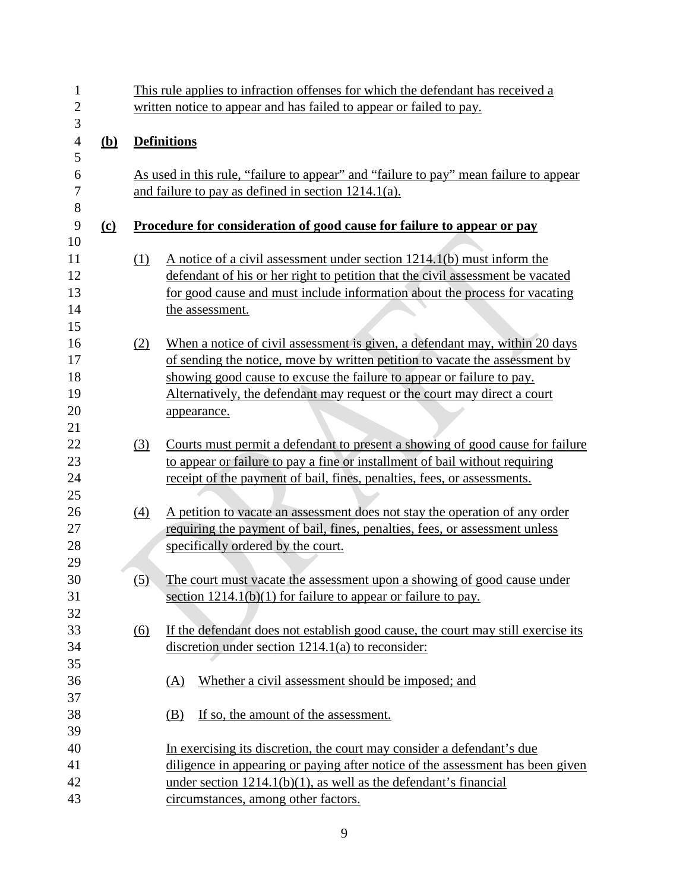This rule applies to infraction offenses for which the defendant has received a written notice to appear and has failed to appear or failed to pay.

**(b) Definitions**

As used in this rule, "failure to appear" and "failure to pay" mean failure to appear and failure to pay as defined in section 1214.1(a).

**(c) Procedure for consideration of good cause for failure to appear or pay**

(1) A notice of a civil assessment under section 1214.1(b) must inform the defendant of his or her right to petition that the civil assessment be vacated for good cause and must include information about the process for vacating the assessment.

(2) When a notice of civil assessment is given, a defendant may, within 20 days of sending the notice, move by written petition to vacate the assessment by showing good cause to excuse the failure to appear or failure to pay. Alternatively, the defendant may request or the court may direct a court appearance.

(3) Courts must permit a defendant to present a showing of good cause for failure to appear or failure to pay a fine or installment of bail without requiring receipt of the payment of bail, fines, penalties, fees, or assessments.

(4) A petition to vacate an assessment does not stay the operation of any order requiring the payment of bail, fines, penalties, fees, or assessment unless specifically ordered by the court.

(5) The court must vacate the assessment upon a showing of good cause under section 1214.1(b)(1) for failure to appear or failure to pay.

(6) If the defendant does not establish good cause, the court may still exercise its discretion under section 1214.1(a) to reconsider:

   (A) Whether a civil assessment should be imposed; and

   (B) If so, the amount of the assessment.

   In exercising its discretion, the court may consider a defendant's due diligence in appearing or paying after notice of the assessment has been given under section 1214.1(b)(1), as well as the defendant's financial circumstances, among other factors.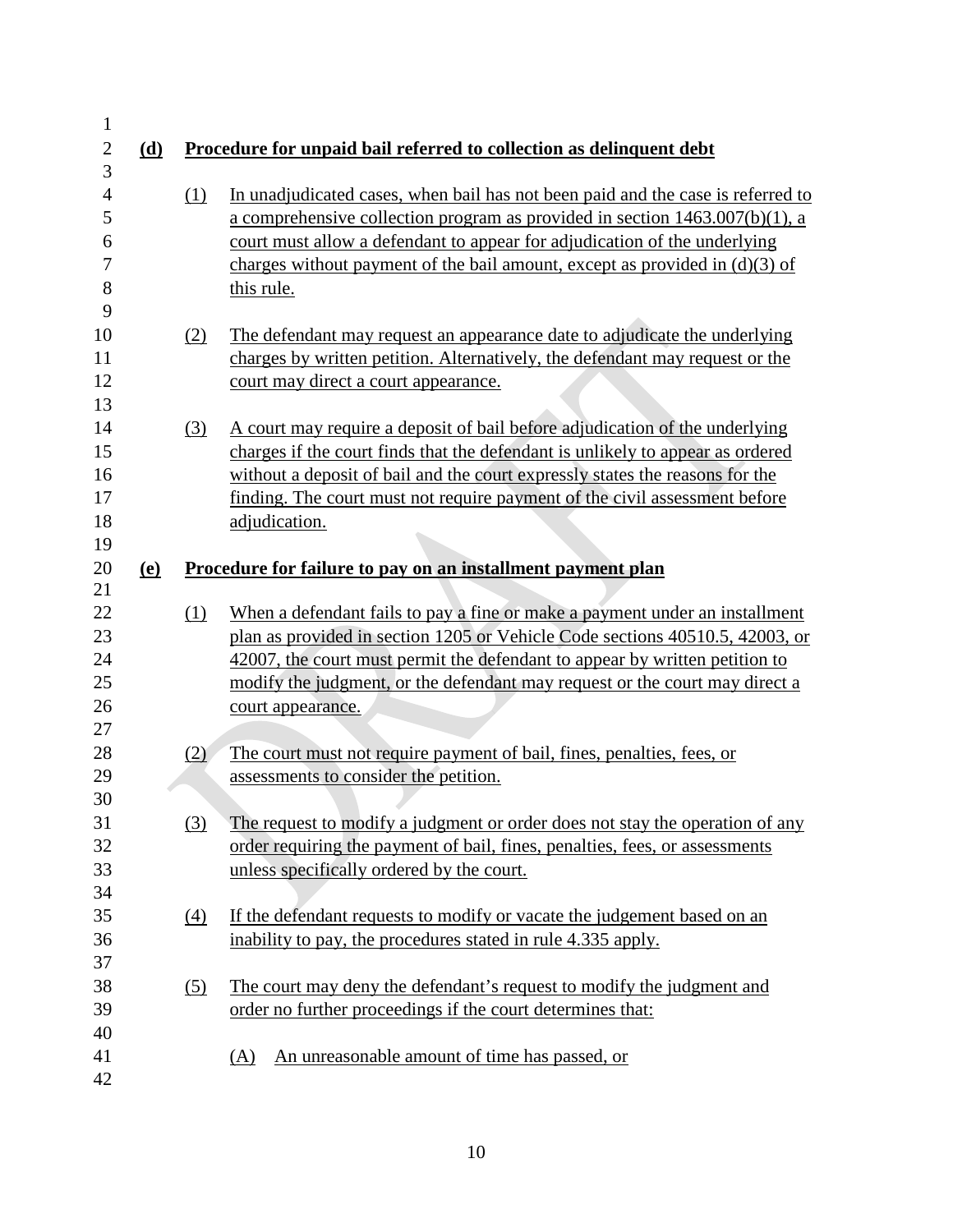**(d) Procedure for unpaid bail referred to collection as delinquent debt**

(1) In unadjudicated cases, when bail has not been paid and the case is referred to a comprehensive collection program as provided in section 1463.007(b)(1), a court must allow a defendant to appear for adjudication of the underlying charges without payment of the bail amount, except as provided in (d)(3) of this rule.

(2) The defendant may request an appearance date to adjudicate the underlying charges by written petition. Alternatively, the defendant may request or the court may direct a court appearance.

(3) A court may require a deposit of bail before adjudication of the underlying charges if the court finds that the defendant is unlikely to appear as ordered without a deposit of bail and the court expressly states the reasons for the finding. The court must not require payment of the civil assessment before adjudication.

**(e) Procedure for failure to pay on an installment payment plan**

(1) When a defendant fails to pay a fine or make a payment under an installment plan as provided in section 1205 or Vehicle Code sections 40510.5, 42003, or 42007, the court must permit the defendant to appear by written petition to modify the judgment, or the defendant may request or the court may direct a court appearance.

(2) The court must not require payment of bail, fines, penalties, fees, or assessments to consider the petition.

(3) The request to modify a judgment or order does not stay the operation of any order requiring the payment of bail, fines, penalties, fees, or assessments unless specifically ordered by the court.

(4) If the defendant requests to modify or vacate the judgement based on an inability to pay, the procedures stated in rule 4.335 apply.

(5) The court may deny the defendant's request to modify the judgment and order no further proceedings if the court determines that:

(A) An unreasonable amount of time has passed, or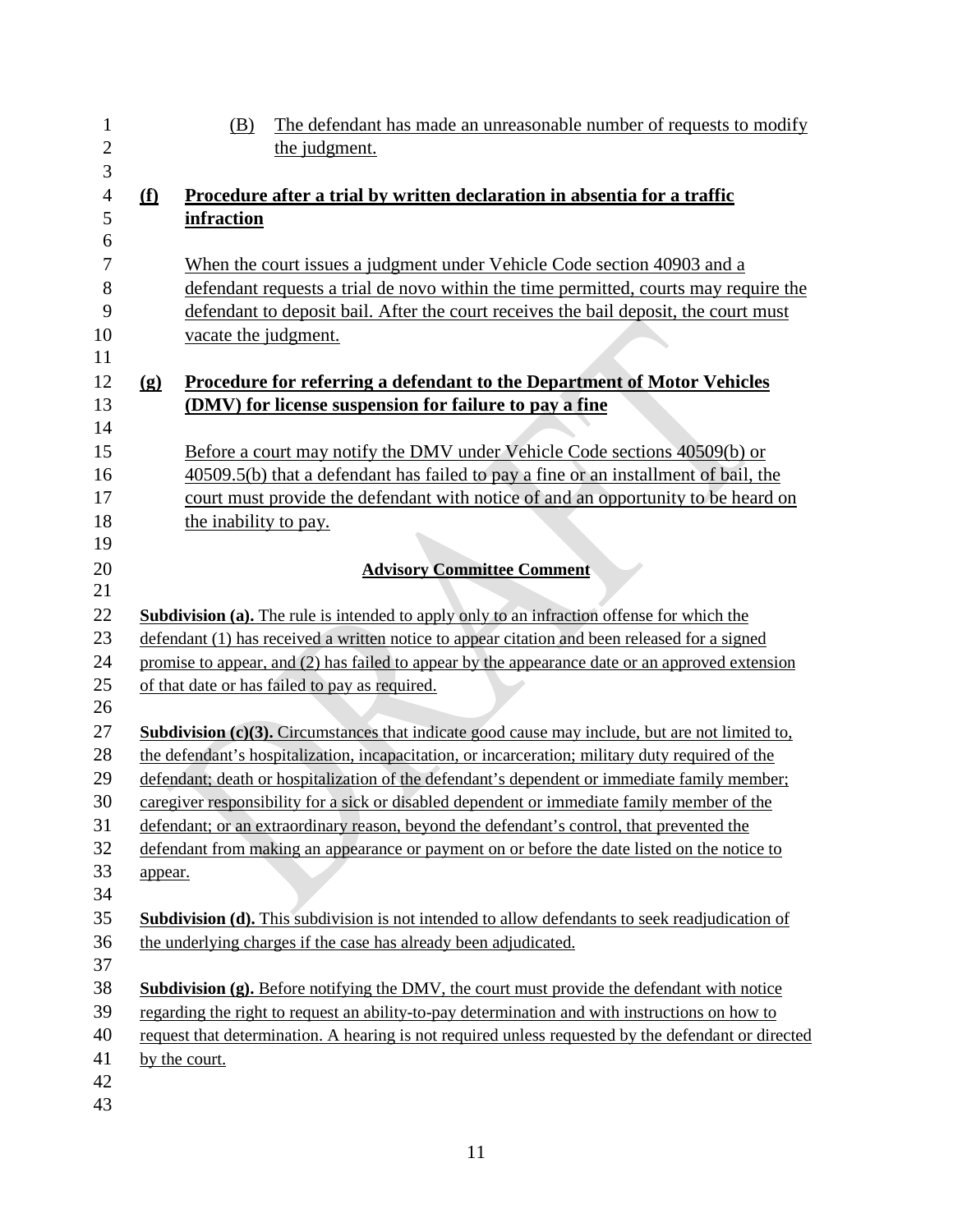(B) The defendant has made an unreasonable number of requests to modify the judgment.

**(f) Procedure after a trial by written declaration in absentia for a traffic infraction**

When the court issues a judgment under Vehicle Code section 40903 and a defendant requests a trial de novo within the time permitted, courts may require the defendant to deposit bail. After the court receives the bail deposit, the court must vacate the judgment.

**(g) Procedure for referring a defendant to the Department of Motor Vehicles (DMV) for license suspension for failure to pay a fine**

Before a court may notify the DMV under Vehicle Code sections 40509(b) or 40509.5(b) that a defendant has failed to pay a fine or an installment of bail, the court must provide the defendant with notice of and an opportunity to be heard on the inability to pay.

**Advisory Committee Comment**

**Subdivision (a).** The rule is intended to apply only to an infraction offense for which the defendant (1) has received a written notice to appear citation and been released for a signed promise to appear, and (2) has failed to appear by the appearance date or an approved extension of that date or has failed to pay as required.

**Subdivision (c)(3).** Circumstances that indicate good cause may include, but are not limited to, the defendant's hospitalization, incapacitation, or incarceration; military duty required of the defendant; death or hospitalization of the defendant's dependent or immediate family member; caregiver responsibility for a sick or disabled dependent or immediate family member of the defendant; or an extraordinary reason, beyond the defendant's control, that prevented the defendant from making an appearance or payment on or before the date listed on the notice to appear.

**Subdivision (d).** This subdivision is not intended to allow defendants to seek readjudication of the underlying charges if the case has already been adjudicated.

**Subdivision (g).** Before notifying the DMV, the court must provide the defendant with notice regarding the right to request an ability-to-pay determination and with instructions on how to request that determination. A hearing is not required unless requested by the defendant or directed by the court.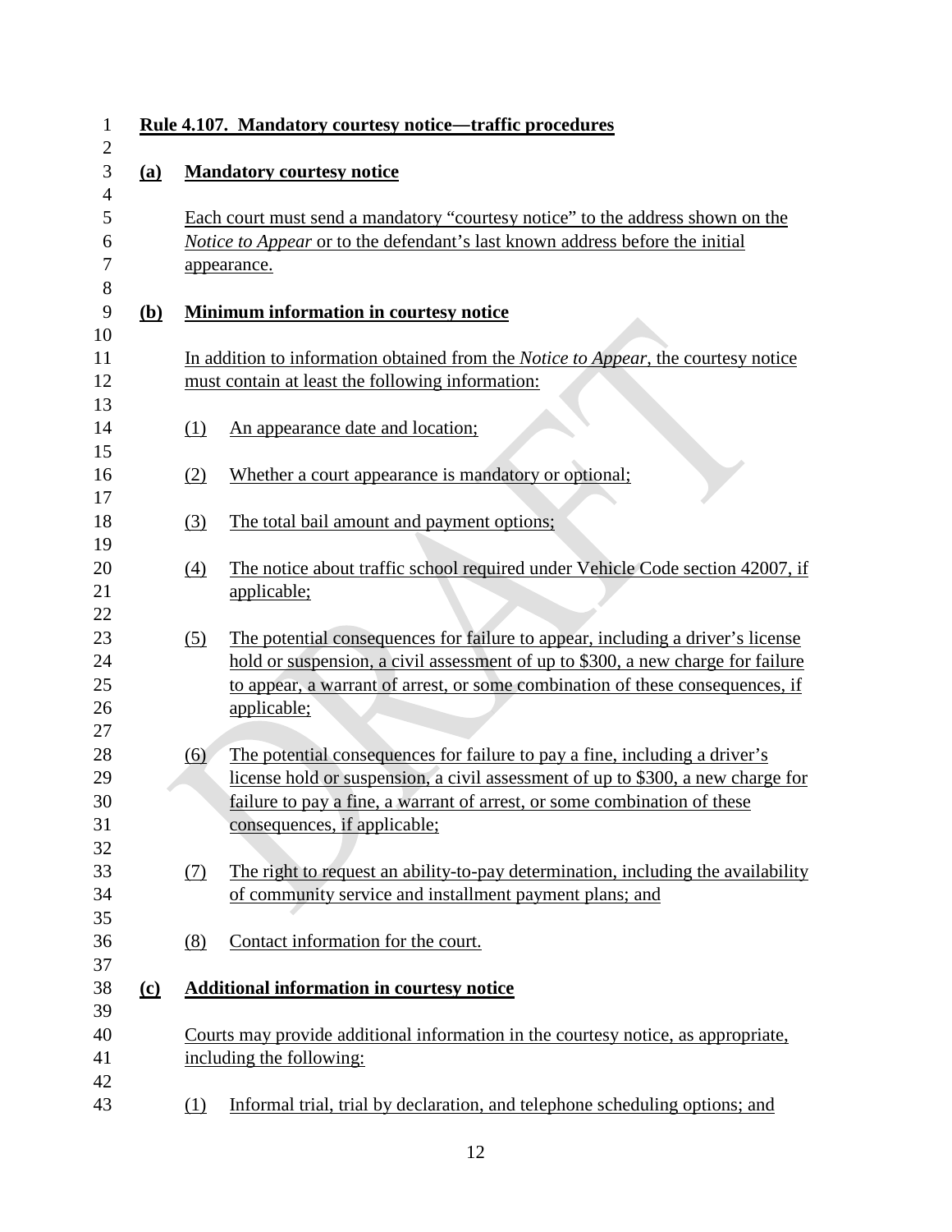**Rule 4.107. Mandatory courtesy notice—traffic procedures**

**(a) Mandatory courtesy notice**

Each court must send a mandatory "courtesy notice" to the address shown on the *Notice to Appear* or to the defendant's last known address before the initial appearance.

**(b) Minimum information in courtesy notice**

In addition to information obtained from the *Notice to Appear*, the courtesy notice must contain at least the following information:

(1) An appearance date and location;

(2) Whether a court appearance is mandatory or optional;

(3) The total bail amount and payment options;

(4) The notice about traffic school required under Vehicle Code section 42007, if applicable;

(5) The potential consequences for failure to appear, including a driver's license hold or suspension, a civil assessment of up to $300, a new charge for failure to appear, a warrant of arrest, or some combination of these consequences, if applicable;

(6) The potential consequences for failure to pay a fine, including a driver's license hold or suspension, a civil assessment of up to $300, a new charge for failure to pay a fine, a warrant of arrest, or some combination of these consequences, if applicable;

(7) The right to request an ability-to-pay determination, including the availability of community service and installment payment plans; and

(8) Contact information for the court.

**(c) Additional information in courtesy notice**

Courts may provide additional information in the courtesy notice, as appropriate, including the following:

(1) Informal trial, trial by declaration, and telephone scheduling options; and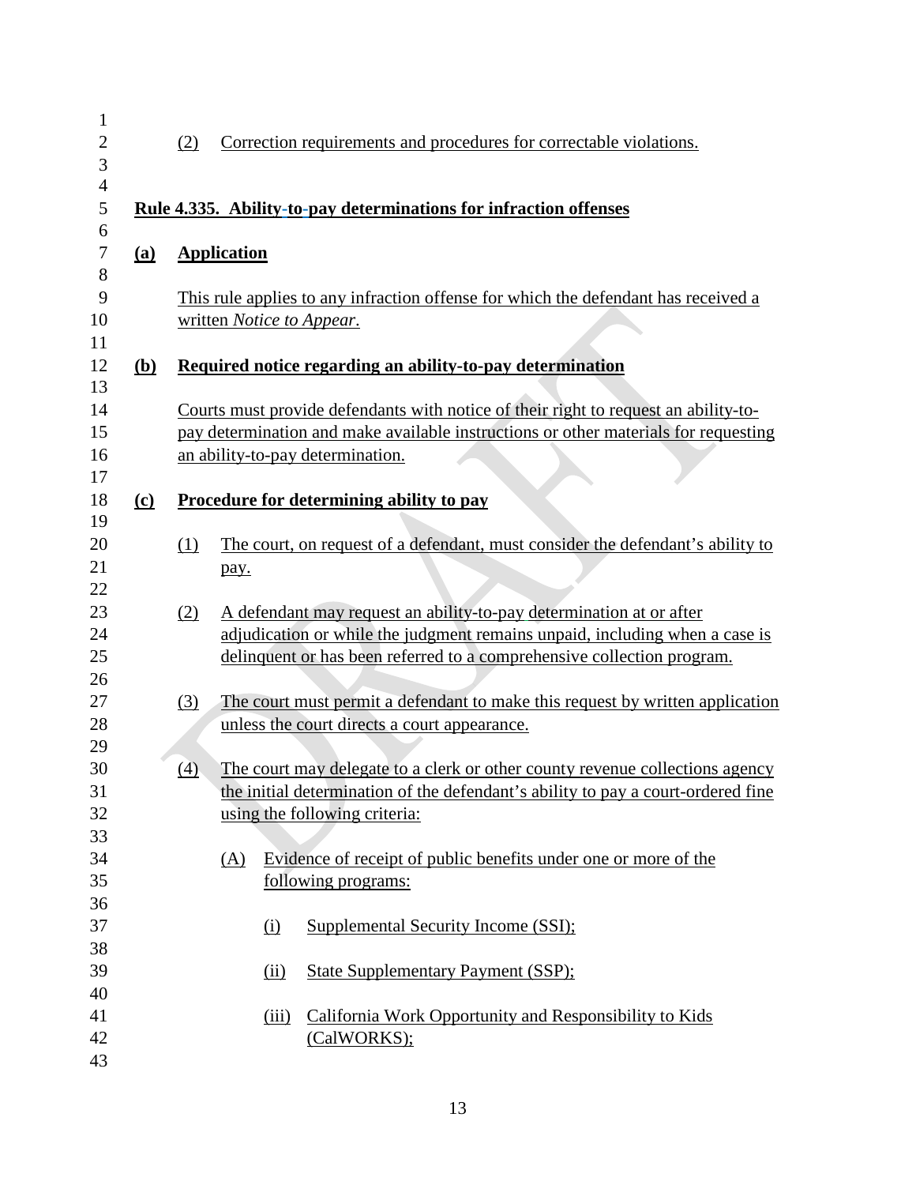(2) Correction requirements and procedures for correctable violations.

## Rule 4.335. Ability-to-pay determinations for infraction offenses

**(a) Application**

This rule applies to any infraction offense for which the defendant has received a written *Notice to Appear*.

**(b) Required notice regarding an ability-to-pay determination**

Courts must provide defendants with notice of their right to request an ability-to-pay determination and make available instructions or other materials for requesting an ability-to-pay determination.

**(c) Procedure for determining ability to pay**

(1) The court, on request of a defendant, must consider the defendant's ability to pay.

(2) A defendant may request an ability-to-pay determination at or after adjudication or while the judgment remains unpaid, including when a case is delinquent or has been referred to a comprehensive collection program.

(3) The court must permit a defendant to make this request by written application unless the court directs a court appearance.

(4) The court may delegate to a clerk or other county revenue collections agency the initial determination of the defendant's ability to pay a court-ordered fine using the following criteria:

(A) Evidence of receipt of public benefits under one or more of the following programs:

(i) Supplemental Security Income (SSI);

(ii) State Supplementary Payment (SSP);

(iii) California Work Opportunity and Responsibility to Kids (CalWORKS);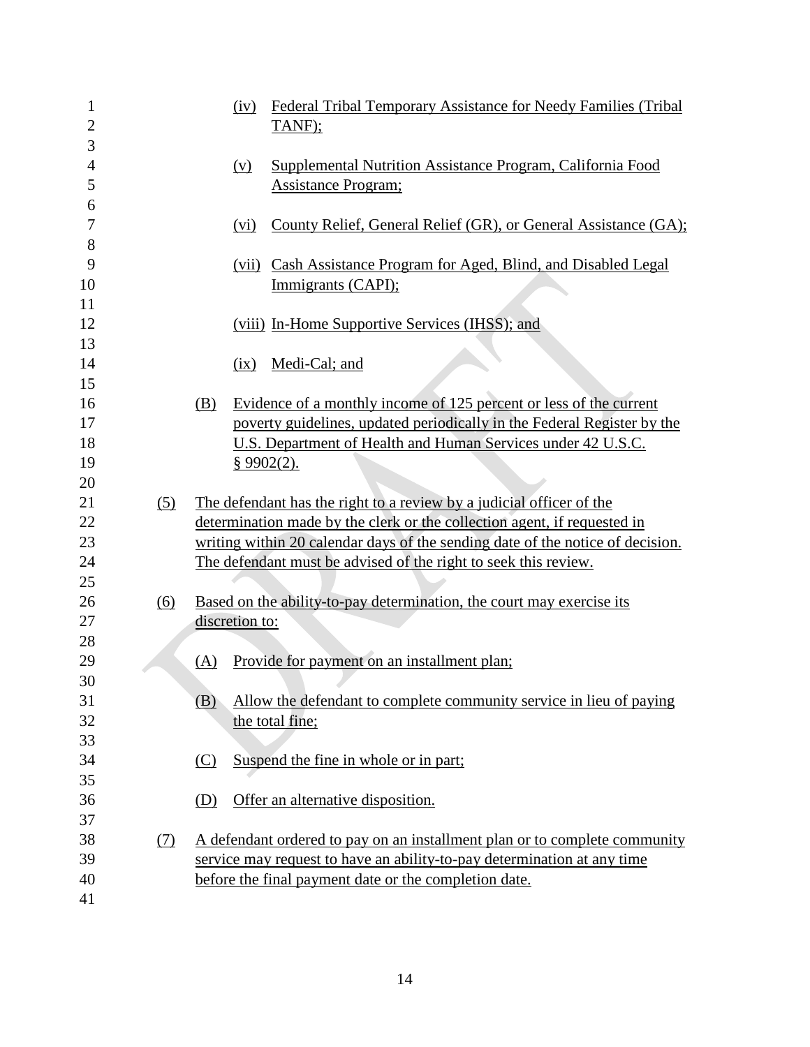(iv) Federal Tribal Temporary Assistance for Needy Families (Tribal TANF);

(v) Supplemental Nutrition Assistance Program, California Food Assistance Program;

(vi) County Relief, General Relief (GR), or General Assistance (GA);

(vii) Cash Assistance Program for Aged, Blind, and Disabled Legal Immigrants (CAPI);

(viii) In-Home Supportive Services (IHSS); and

(ix) Medi-Cal; and

(B) Evidence of a monthly income of 125 percent or less of the current poverty guidelines, updated periodically in the Federal Register by the U.S. Department of Health and Human Services under 42 U.S.C. § 9902(2).

(5) The defendant has the right to a review by a judicial officer of the determination made by the clerk or the collection agent, if requested in writing within 20 calendar days of the sending date of the notice of decision. The defendant must be advised of the right to seek this review.

(6) Based on the ability-to-pay determination, the court may exercise its discretion to:

(A) Provide for payment on an installment plan;

(B) Allow the defendant to complete community service in lieu of paying the total fine;

(C) Suspend the fine in whole or in part;

(D) Offer an alternative disposition.

(7) A defendant ordered to pay on an installment plan or to complete community service may request to have an ability-to-pay determination at any time before the final payment date or the completion date.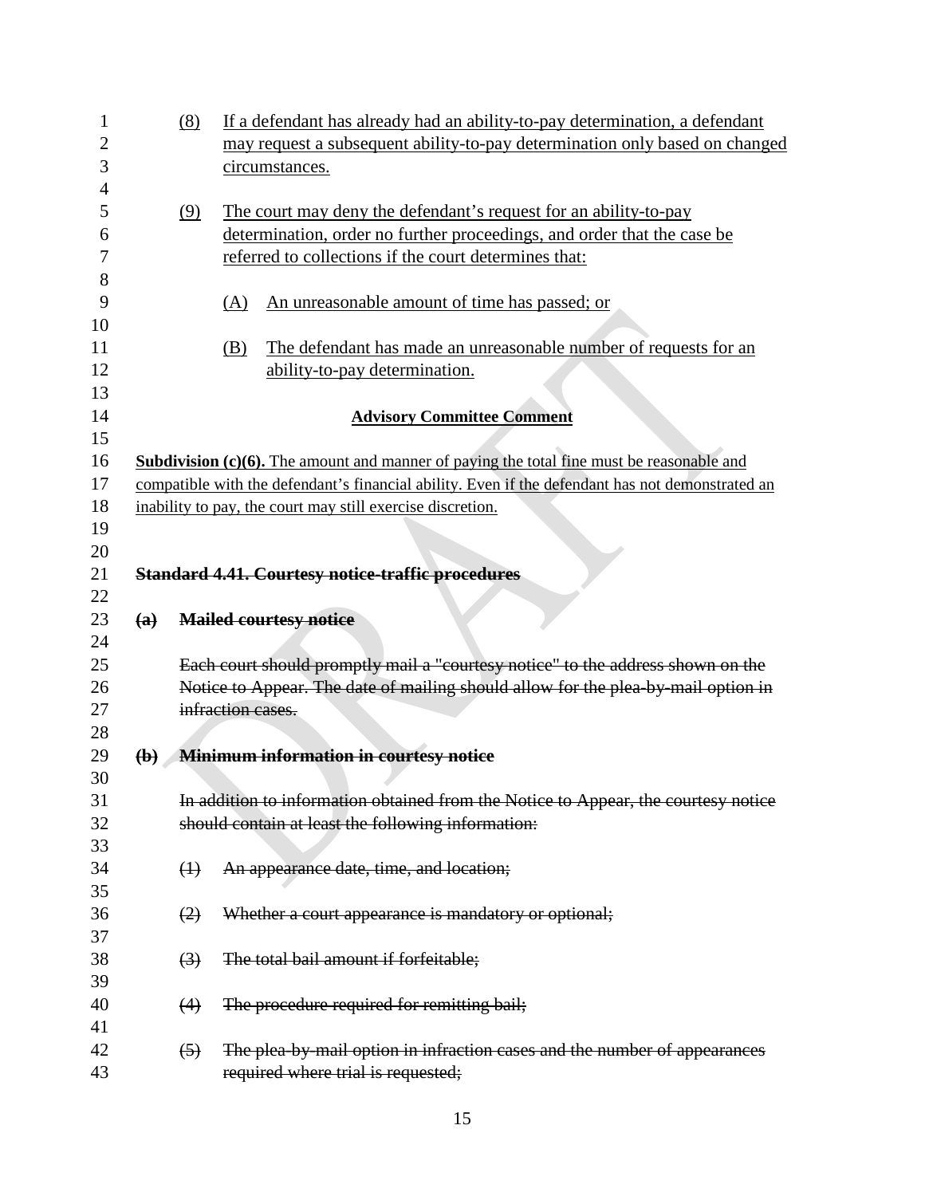(8) If a defendant has already had an ability-to-pay determination, a defendant may request a subsequent ability-to-pay determination only based on changed circumstances.

(9) The court may deny the defendant's request for an ability-to-pay determination, order no further proceedings, and order that the case be referred to collections if the court determines that:

(A) An unreasonable amount of time has passed; or

(B) The defendant has made an unreasonable number of requests for an ability-to-pay determination.

**Advisory Committee Comment**

**Subdivision (c)(6).** The amount and manner of paying the total fine must be reasonable and compatible with the defendant's financial ability. Even if the defendant has not demonstrated an inability to pay, the court may still exercise discretion.

~~**Standard 4.41. Courtesy notice-traffic procedures**~~

~~**(a) Mailed courtesy notice**~~

~~Each court should promptly mail a "courtesy notice" to the address shown on the Notice to Appear. The date of mailing should allow for the plea-by-mail option in infraction cases.~~

~~**(b) Minimum information in courtesy notice**~~

~~In addition to information obtained from the Notice to Appear, the courtesy notice should contain at least the following information:~~

~~(1) An appearance date, time, and location;~~

~~(2) Whether a court appearance is mandatory or optional;~~

~~(3) The total bail amount if forfeitable;~~

~~(4) The procedure required for remitting bail;~~

~~(5) The plea-by-mail option in infraction cases and the number of appearances required where trial is requested;~~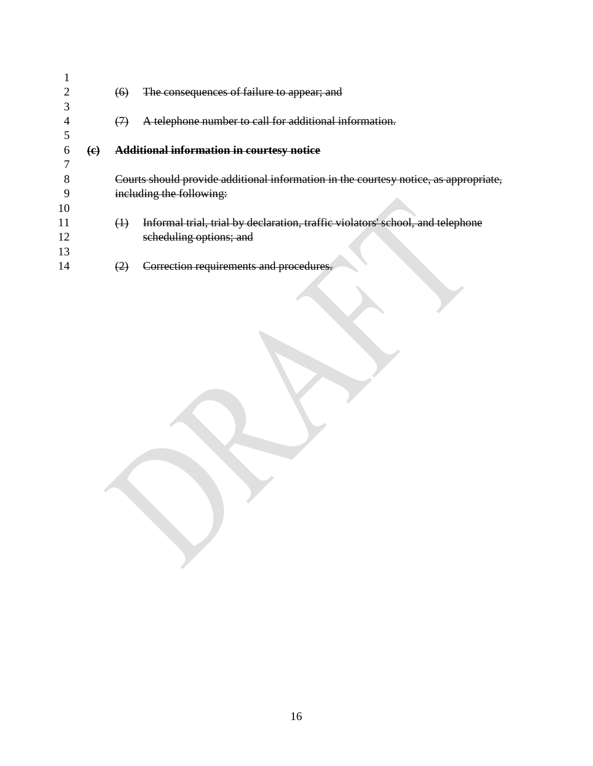~~(6) The consequences of failure to appear; and~~

~~(7) A telephone number to call for additional information.~~

~~**(c) Additional information in courtesy notice**~~

~~Courts should provide additional information in the courtesy notice, as appropriate, including the following:~~

~~(1) Informal trial, trial by declaration, traffic violators' school, and telephone scheduling options; and~~

~~(2) Correction requirements and procedures.~~